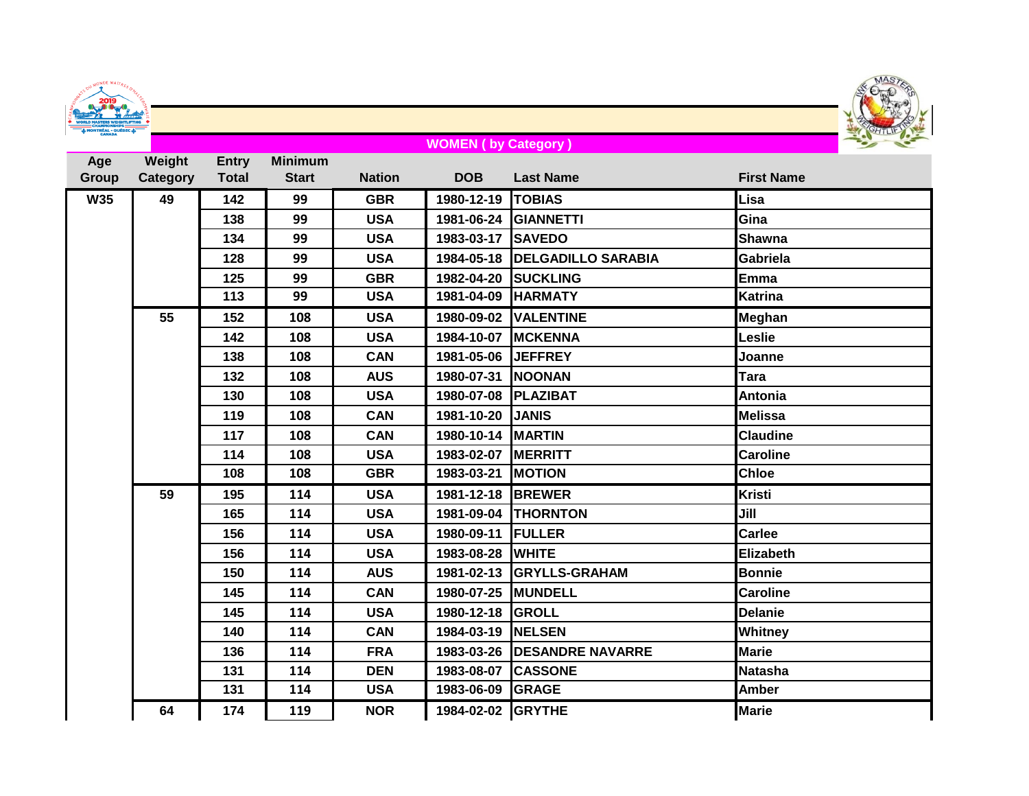## WOMEN ( by Category )

| Age Group | Weight Category | Entry Total | Minimum Start | Nation | DOB | Last Name | First Name |
|---|---|---|---|---|---|---|---|
| W35 | 49 | 142 | 99 | GBR | 1980-12-19 | TOBIAS | Lisa |
| | | 138 | 99 | USA | 1981-06-24 | GIANNETTI | Gina |
| | | 134 | 99 | USA | 1983-03-17 | SAVEDO | Shawna |
| | | 128 | 99 | USA | 1984-05-18 | DELGADILLO SARABIA | Gabriela |
| | | 125 | 99 | GBR | 1982-04-20 | SUCKLING | Emma |
| | | 113 | 99 | USA | 1981-04-09 | HARMATY | Katrina |
| | 55 | 152 | 108 | USA | 1980-09-02 | VALENTINE | Meghan |
| | | 142 | 108 | USA | 1984-10-07 | MCKENNA | Leslie |
| | | 138 | 108 | CAN | 1981-05-06 | JEFFREY | Joanne |
| | | 132 | 108 | AUS | 1980-07-31 | NOONAN | Tara |
| | | 130 | 108 | USA | 1980-07-08 | PLAZIBAT | Antonia |
| | | 119 | 108 | CAN | 1981-10-20 | JANIS | Melissa |
| | | 117 | 108 | CAN | 1980-10-14 | MARTIN | Claudine |
| | | 114 | 108 | USA | 1983-02-07 | MERRITT | Caroline |
| | | 108 | 108 | GBR | 1983-03-21 | MOTION | Chloe |
| | 59 | 195 | 114 | USA | 1981-12-18 | BREWER | Kristi |
| | | 165 | 114 | USA | 1981-09-04 | THORNTON | Jill |
| | | 156 | 114 | USA | 1980-09-11 | FULLER | Carlee |
| | | 156 | 114 | USA | 1983-08-28 | WHITE | Elizabeth |
| | | 150 | 114 | AUS | 1981-02-13 | GRYLLS-GRAHAM | Bonnie |
| | | 145 | 114 | CAN | 1980-07-25 | MUNDELL | Caroline |
| | | 145 | 114 | USA | 1980-12-18 | GROLL | Delanie |
| | | 140 | 114 | CAN | 1984-03-19 | NELSEN | Whitney |
| | | 136 | 114 | FRA | 1983-03-26 | DESANDRE NAVARRE | Marie |
| | | 131 | 114 | DEN | 1983-08-07 | CASSONE | Natasha |
| | | 131 | 114 | USA | 1983-06-09 | GRAGE | Amber |
| | 64 | 174 | 119 | NOR | 1984-02-02 | GRYTHE | Marie |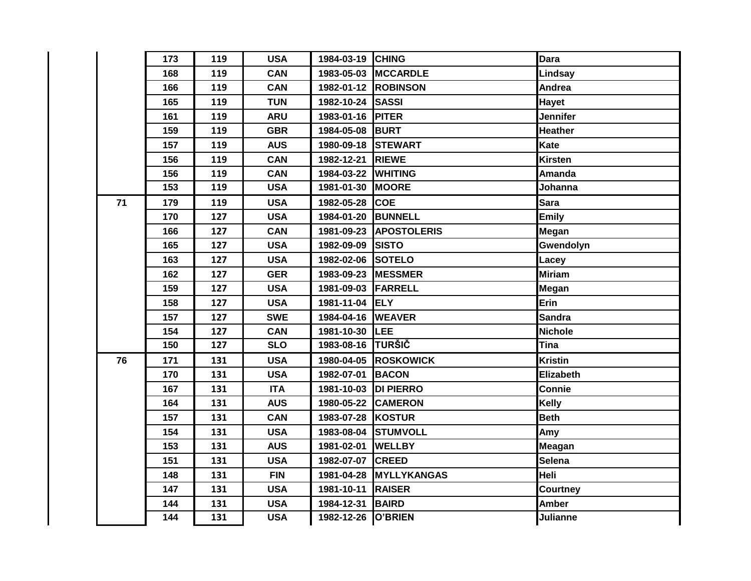| | | | | | | |
|---|---|---|---|---|---|---|
| | 173 | 119 | USA | 1984-03-19 | CHING | Dara |
| | 168 | 119 | CAN | 1983-05-03 | MCCARDLE | Lindsay |
| | 166 | 119 | CAN | 1982-01-12 | ROBINSON | Andrea |
| | 165 | 119 | TUN | 1982-10-24 | SASSI | Hayet |
| | 161 | 119 | ARU | 1983-01-16 | PITER | Jennifer |
| | 159 | 119 | GBR | 1984-05-08 | BURT | Heather |
| | 157 | 119 | AUS | 1980-09-18 | STEWART | Kate |
| | 156 | 119 | CAN | 1982-12-21 | RIEWE | Kirsten |
| | 156 | 119 | CAN | 1984-03-22 | WHITING | Amanda |
| | 153 | 119 | USA | 1981-01-30 | MOORE | Johanna |
| 71 | 179 | 119 | USA | 1982-05-28 | COE | Sara |
| | 170 | 127 | USA | 1984-01-20 | BUNNELL | Emily |
| | 166 | 127 | CAN | 1981-09-23 | APOSTOLERIS | Megan |
| | 165 | 127 | USA | 1982-09-09 | SISTO | Gwendolyn |
| | 163 | 127 | USA | 1982-02-06 | SOTELO | Lacey |
| | 162 | 127 | GER | 1983-09-23 | MESSMER | Miriam |
| | 159 | 127 | USA | 1981-09-03 | FARRELL | Megan |
| | 158 | 127 | USA | 1981-11-04 | ELY | Erin |
| | 157 | 127 | SWE | 1984-04-16 | WEAVER | Sandra |
| | 154 | 127 | CAN | 1981-10-30 | LEE | Nichole |
| | 150 | 127 | SLO | 1983-08-16 | TURŠIČ | Tina |
| 76 | 171 | 131 | USA | 1980-04-05 | ROSKOWICK | Kristin |
| | 170 | 131 | USA | 1982-07-01 | BACON | Elizabeth |
| | 167 | 131 | ITA | 1981-10-03 | DI PIERRO | Connie |
| | 164 | 131 | AUS | 1980-05-22 | CAMERON | Kelly |
| | 157 | 131 | CAN | 1983-07-28 | KOSTUR | Beth |
| | 154 | 131 | USA | 1983-08-04 | STUMVOLL | Amy |
| | 153 | 131 | AUS | 1981-02-01 | WELLBY | Meagan |
| | 151 | 131 | USA | 1982-07-07 | CREED | Selena |
| | 148 | 131 | FIN | 1981-04-28 | MYLLYKANGAS | Heli |
| | 147 | 131 | USA | 1981-10-11 | RAISER | Courtney |
| | 144 | 131 | USA | 1984-12-31 | BAIRD | Amber |
| | 144 | 131 | USA | 1982-12-26 | O'BRIEN | Julianne |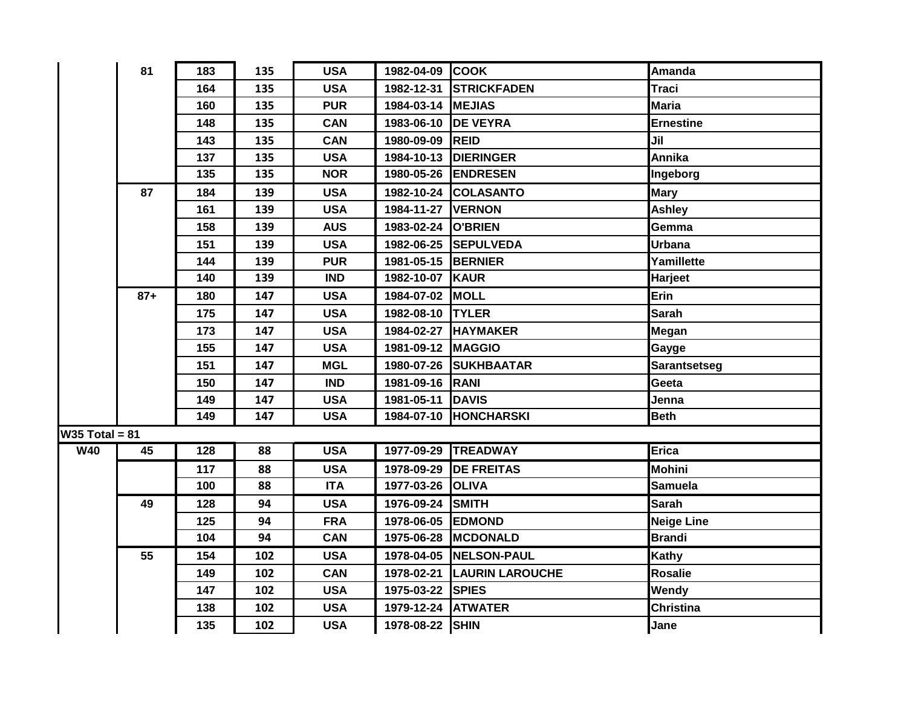| | | | | | | | |
|---|---|---|---|---|---|---|---|
| | 81 | 183 | 135 | USA | 1982-04-09 | COOK | Amanda |
| | | 164 | 135 | USA | 1982-12-31 | STRICKFADEN | Traci |
| | | 160 | 135 | PUR | 1984-03-14 | MEJIAS | Maria |
| | | 148 | 135 | CAN | 1983-06-10 | DE VEYRA | Ernestine |
| | | 143 | 135 | CAN | 1980-09-09 | REID | Jil |
| | | 137 | 135 | USA | 1984-10-13 | DIERINGER | Annika |
| | | 135 | 135 | NOR | 1980-05-26 | ENDRESEN | Ingeborg |
| | 87 | 184 | 139 | USA | 1982-10-24 | COLASANTO | Mary |
| | | 161 | 139 | USA | 1984-11-27 | VERNON | Ashley |
| | | 158 | 139 | AUS | 1983-02-24 | O'BRIEN | Gemma |
| | | 151 | 139 | USA | 1982-06-25 | SEPULVEDA | Urbana |
| | | 144 | 139 | PUR | 1981-05-15 | BERNIER | Yamillette |
| | | 140 | 139 | IND | 1982-10-07 | KAUR | Harjeet |
| | 87+ | 180 | 147 | USA | 1984-07-02 | MOLL | Erin |
| | | 175 | 147 | USA | 1982-08-10 | TYLER | Sarah |
| | | 173 | 147 | USA | 1984-02-27 | HAYMAKER | Megan |
| | | 155 | 147 | USA | 1981-09-12 | MAGGIO | Gayge |
| | | 151 | 147 | MGL | 1980-07-26 | SUKHBAATAR | Sarantsetseg |
| | | 150 | 147 | IND | 1981-09-16 | RANI | Geeta |
| | | 149 | 147 | USA | 1981-05-11 | DAVIS | Jenna |
| | | 149 | 147 | USA | 1984-07-10 | HONCHARSKI | Beth |
| W35 Total = 81 | | | | | | | |
| W40 | 45 | 128 | 88 | USA | 1977-09-29 | TREADWAY | Erica |
| | | 117 | 88 | USA | 1978-09-29 | DE FREITAS | Mohini |
| | | 100 | 88 | ITA | 1977-03-26 | OLIVA | Samuela |
| | 49 | 128 | 94 | USA | 1976-09-24 | SMITH | Sarah |
| | | 125 | 94 | FRA | 1978-06-05 | EDMOND | Neige Line |
| | | 104 | 94 | CAN | 1975-06-28 | MCDONALD | Brandi |
| | 55 | 154 | 102 | USA | 1978-04-05 | NELSON-PAUL | Kathy |
| | | 149 | 102 | CAN | 1978-02-21 | LAURIN LAROUCHE | Rosalie |
| | | 147 | 102 | USA | 1975-03-22 | SPIES | Wendy |
| | | 138 | 102 | USA | 1979-12-24 | ATWATER | Christina |
| | | 135 | 102 | USA | 1978-08-22 | SHIN | Jane |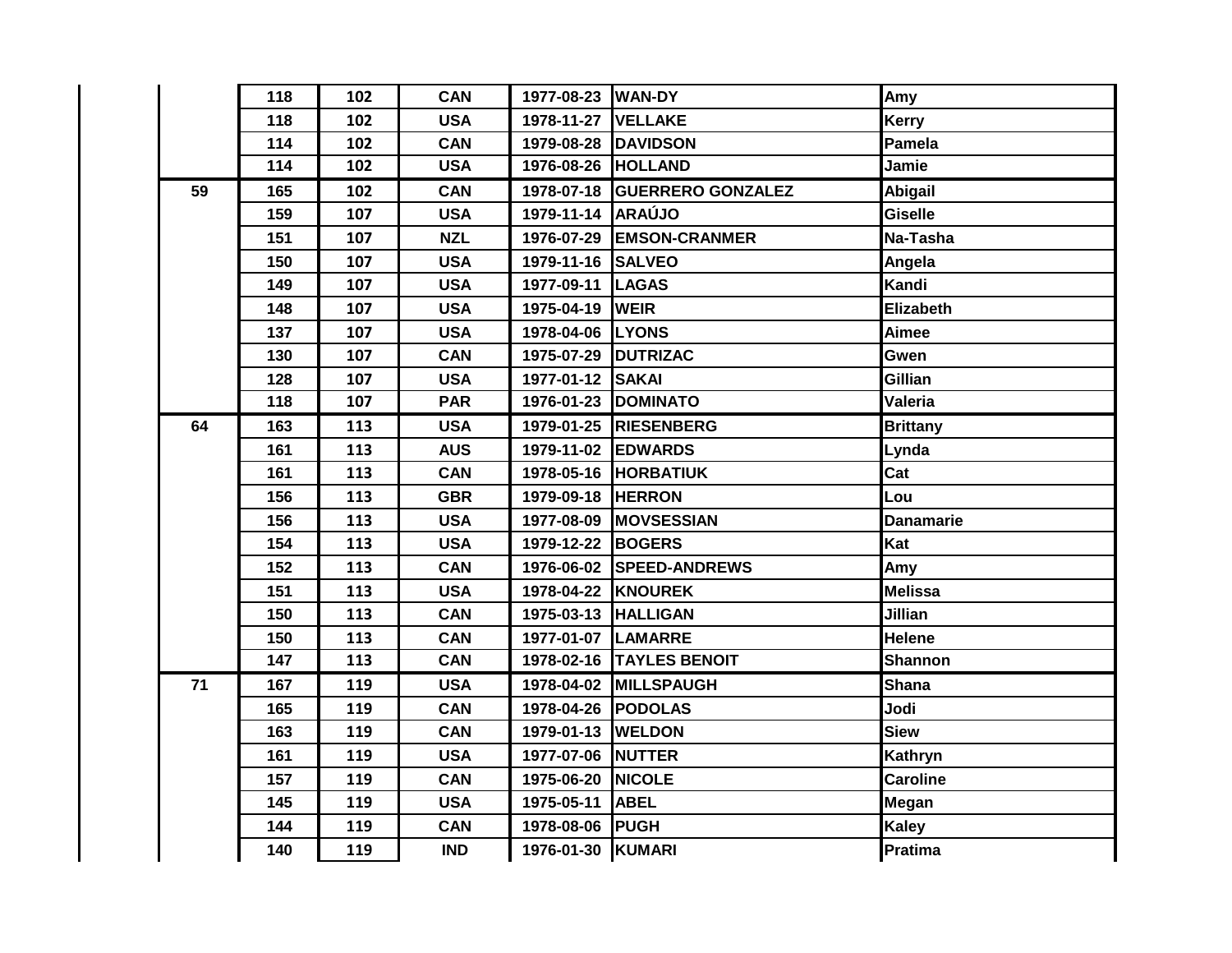|  |  |  |  |  |  |  |
|---|---|---|---|---|---|---|
|  | 118 | 102 | CAN | 1977-08-23 | WAN-DY | Amy |
|  | 118 | 102 | USA | 1978-11-27 | VELLAKE | Kerry |
|  | 114 | 102 | CAN | 1979-08-28 | DAVIDSON | Pamela |
|  | 114 | 102 | USA | 1976-08-26 | HOLLAND | Jamie |
| 59 | 165 | 102 | CAN | 1978-07-18 | GUERRERO GONZALEZ | Abigail |
|  | 159 | 107 | USA | 1979-11-14 | ARAÚJO | Giselle |
|  | 151 | 107 | NZL | 1976-07-29 | EMSON-CRANMER | Na-Tasha |
|  | 150 | 107 | USA | 1979-11-16 | SALVEO | Angela |
|  | 149 | 107 | USA | 1977-09-11 | LAGAS | Kandi |
|  | 148 | 107 | USA | 1975-04-19 | WEIR | Elizabeth |
|  | 137 | 107 | USA | 1978-04-06 | LYONS | Aimee |
|  | 130 | 107 | CAN | 1975-07-29 | DUTRIZAC | Gwen |
|  | 128 | 107 | USA | 1977-01-12 | SAKAI | Gillian |
|  | 118 | 107 | PAR | 1976-01-23 | DOMINATO | Valeria |
| 64 | 163 | 113 | USA | 1979-01-25 | RIESENBERG | Brittany |
|  | 161 | 113 | AUS | 1979-11-02 | EDWARDS | Lynda |
|  | 161 | 113 | CAN | 1978-05-16 | HORBATIUK | Cat |
|  | 156 | 113 | GBR | 1979-09-18 | HERRON | Lou |
|  | 156 | 113 | USA | 1977-08-09 | MOVSESSIAN | Danamarie |
|  | 154 | 113 | USA | 1979-12-22 | BOGERS | Kat |
|  | 152 | 113 | CAN | 1976-06-02 | SPEED-ANDREWS | Amy |
|  | 151 | 113 | USA | 1978-04-22 | KNOUREK | Melissa |
|  | 150 | 113 | CAN | 1975-03-13 | HALLIGAN | Jillian |
|  | 150 | 113 | CAN | 1977-01-07 | LAMARRE | Helene |
|  | 147 | 113 | CAN | 1978-02-16 | TAYLES BENOIT | Shannon |
| 71 | 167 | 119 | USA | 1978-04-02 | MILLSPAUGH | Shana |
|  | 165 | 119 | CAN | 1978-04-26 | PODOLAS | Jodi |
|  | 163 | 119 | CAN | 1979-01-13 | WELDON | Siew |
|  | 161 | 119 | USA | 1977-07-06 | NUTTER | Kathryn |
|  | 157 | 119 | CAN | 1975-06-20 | NICOLE | Caroline |
|  | 145 | 119 | USA | 1975-05-11 | ABEL | Megan |
|  | 144 | 119 | CAN | 1978-08-06 | PUGH | Kaley |
|  | 140 | 119 | IND | 1976-01-30 | KUMARI | Pratima |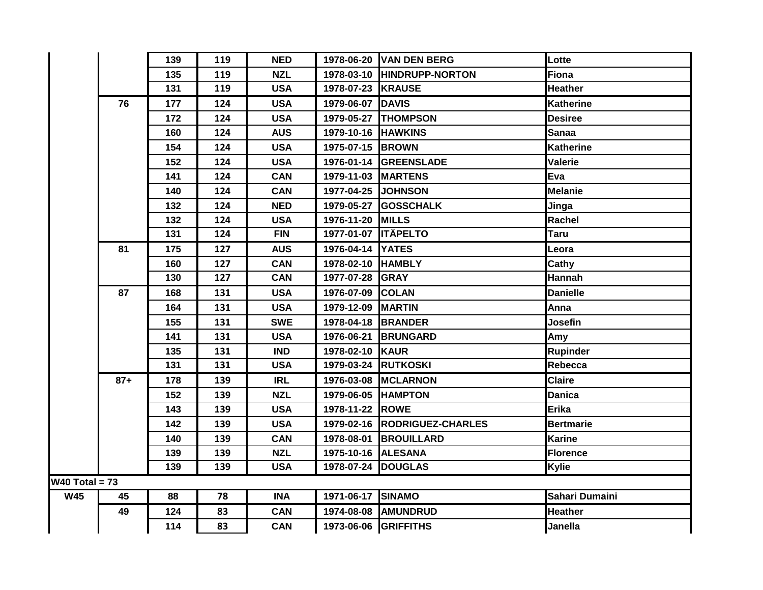| | | | | | | | |
|---|---|---|---|---|---|---|---|
| | | 139 | 119 | NED | 1978-06-20 | VAN DEN BERG | Lotte |
| | | 135 | 119 | NZL | 1978-03-10 | HINDRUPP-NORTON | Fiona |
| | | 131 | 119 | USA | 1978-07-23 | KRAUSE | Heather |
| | 76 | 177 | 124 | USA | 1979-06-07 | DAVIS | Katherine |
| | | 172 | 124 | USA | 1979-05-27 | THOMPSON | Desiree |
| | | 160 | 124 | AUS | 1979-10-16 | HAWKINS | Sanaa |
| | | 154 | 124 | USA | 1975-07-15 | BROWN | Katherine |
| | | 152 | 124 | USA | 1976-01-14 | GREENSLADE | Valerie |
| | | 141 | 124 | CAN | 1979-11-03 | MARTENS | Eva |
| | | 140 | 124 | CAN | 1977-04-25 | JOHNSON | Melanie |
| | | 132 | 124 | NED | 1979-05-27 | GOSSCHALK | Jinga |
| | | 132 | 124 | USA | 1976-11-20 | MILLS | Rachel |
| | | 131 | 124 | FIN | 1977-01-07 | ITÄPELTO | Taru |
| | 81 | 175 | 127 | AUS | 1976-04-14 | YATES | Leora |
| | | 160 | 127 | CAN | 1978-02-10 | HAMBLY | Cathy |
| | | 130 | 127 | CAN | 1977-07-28 | GRAY | Hannah |
| | 87 | 168 | 131 | USA | 1976-07-09 | COLAN | Danielle |
| | | 164 | 131 | USA | 1979-12-09 | MARTIN | Anna |
| | | 155 | 131 | SWE | 1978-04-18 | BRANDER | Josefin |
| | | 141 | 131 | USA | 1976-06-21 | BRUNGARD | Amy |
| | | 135 | 131 | IND | 1978-02-10 | KAUR | Rupinder |
| | | 131 | 131 | USA | 1979-03-24 | RUTKOSKI | Rebecca |
| | 87+ | 178 | 139 | IRL | 1976-03-08 | MCLARNON | Claire |
| | | 152 | 139 | NZL | 1979-06-05 | HAMPTON | Danica |
| | | 143 | 139 | USA | 1978-11-22 | ROWE | Erika |
| | | 142 | 139 | USA | 1979-02-16 | RODRIGUEZ-CHARLES | Bertmarie |
| | | 140 | 139 | CAN | 1978-08-01 | BROUILLARD | Karine |
| | | 139 | 139 | NZL | 1975-10-16 | ALESANA | Florence |
| | | 139 | 139 | USA | 1978-07-24 | DOUGLAS | Kylie |
| W40 Total = 73 | | | | | | | |
| W45 | 45 | 88 | 78 | INA | 1971-06-17 | SINAMO | Sahari Dumaini |
| | 49 | 124 | 83 | CAN | 1974-08-08 | AMUNDRUD | Heather |
| | | 114 | 83 | CAN | 1973-06-06 | GRIFFITHS | Janella |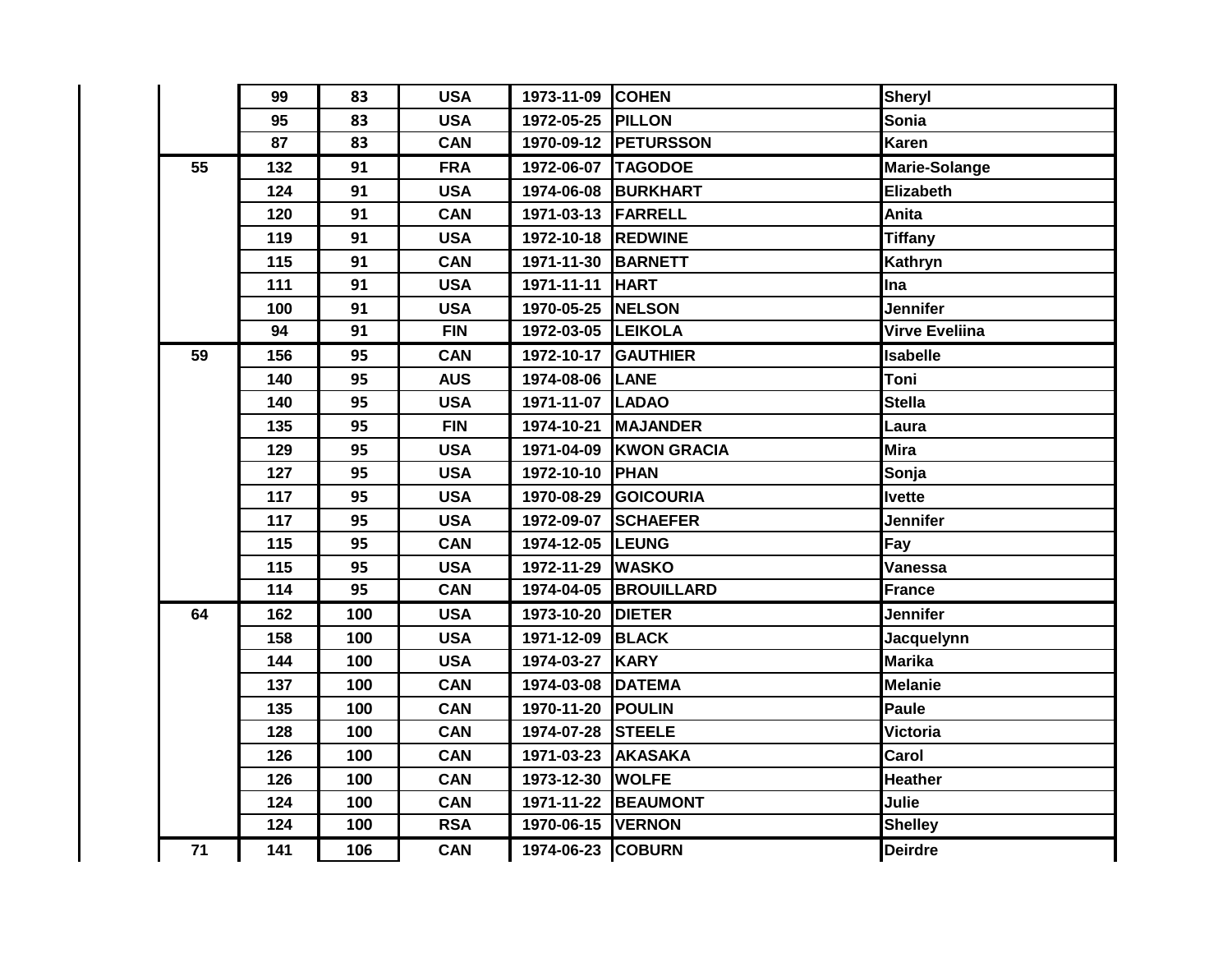| | | | | | | |
|---|---|---|---|---|---|---|
| | 99 | 83 | USA | 1973-11-09 | COHEN | Sheryl |
| | 95 | 83 | USA | 1972-05-25 | PILLON | Sonia |
| | 87 | 83 | CAN | 1970-09-12 | PETURSSON | Karen |
| 55 | 132 | 91 | FRA | 1972-06-07 | TAGODOE | Marie-Solange |
| | 124 | 91 | USA | 1974-06-08 | BURKHART | Elizabeth |
| | 120 | 91 | CAN | 1971-03-13 | FARRELL | Anita |
| | 119 | 91 | USA | 1972-10-18 | REDWINE | Tiffany |
| | 115 | 91 | CAN | 1971-11-30 | BARNETT | Kathryn |
| | 111 | 91 | USA | 1971-11-11 | HART | Ina |
| | 100 | 91 | USA | 1970-05-25 | NELSON | Jennifer |
| | 94 | 91 | FIN | 1972-03-05 | LEIKOLA | Virve Eveliina |
| 59 | 156 | 95 | CAN | 1972-10-17 | GAUTHIER | Isabelle |
| | 140 | 95 | AUS | 1974-08-06 | LANE | Toni |
| | 140 | 95 | USA | 1971-11-07 | LADAO | Stella |
| | 135 | 95 | FIN | 1974-10-21 | MAJANDER | Laura |
| | 129 | 95 | USA | 1971-04-09 | KWON GRACIA | Mira |
| | 127 | 95 | USA | 1972-10-10 | PHAN | Sonja |
| | 117 | 95 | USA | 1970-08-29 | GOICOURIA | Ivette |
| | 117 | 95 | USA | 1972-09-07 | SCHAEFER | Jennifer |
| | 115 | 95 | CAN | 1974-12-05 | LEUNG | Fay |
| | 115 | 95 | USA | 1972-11-29 | WASKO | Vanessa |
| | 114 | 95 | CAN | 1974-04-05 | BROUILLARD | France |
| 64 | 162 | 100 | USA | 1973-10-20 | DIETER | Jennifer |
| | 158 | 100 | USA | 1971-12-09 | BLACK | Jacquelynn |
| | 144 | 100 | USA | 1974-03-27 | KARY | Marika |
| | 137 | 100 | CAN | 1974-03-08 | DATEMA | Melanie |
| | 135 | 100 | CAN | 1970-11-20 | POULIN | Paule |
| | 128 | 100 | CAN | 1974-07-28 | STEELE | Victoria |
| | 126 | 100 | CAN | 1971-03-23 | AKASAKA | Carol |
| | 126 | 100 | CAN | 1973-12-30 | WOLFE | Heather |
| | 124 | 100 | CAN | 1971-11-22 | BEAUMONT | Julie |
| | 124 | 100 | RSA | 1970-06-15 | VERNON | Shelley |
| 71 | 141 | 106 | CAN | 1974-06-23 | COBURN | Deirdre |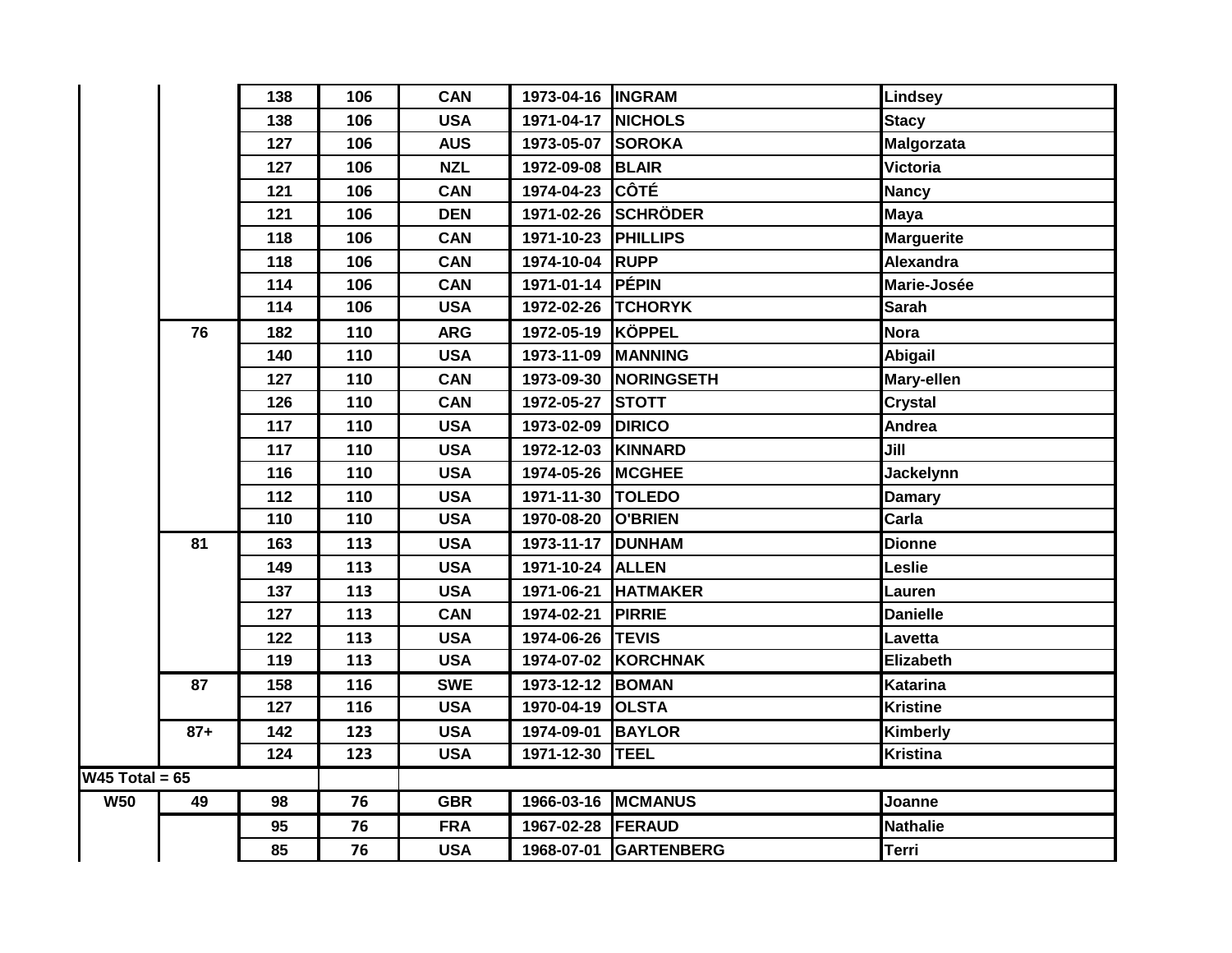| | | | | | | | |
|---|---|---|---|---|---|---|---|
| | | 138 | 106 | CAN | 1973-04-16 | INGRAM | Lindsey |
| | | 138 | 106 | USA | 1971-04-17 | NICHOLS | Stacy |
| | | 127 | 106 | AUS | 1973-05-07 | SOROKA | Malgorzata |
| | | 127 | 106 | NZL | 1972-09-08 | BLAIR | Victoria |
| | | 121 | 106 | CAN | 1974-04-23 | CÔTÉ | Nancy |
| | | 121 | 106 | DEN | 1971-02-26 | SCHRÖDER | Maya |
| | | 118 | 106 | CAN | 1971-10-23 | PHILLIPS | Marguerite |
| | | 118 | 106 | CAN | 1974-10-04 | RUPP | Alexandra |
| | | 114 | 106 | CAN | 1971-01-14 | PÉPIN | Marie-Josée |
| | | 114 | 106 | USA | 1972-02-26 | TCHORYK | Sarah |
| | 76 | 182 | 110 | ARG | 1972-05-19 | KÖPPEL | Nora |
| | | 140 | 110 | USA | 1973-11-09 | MANNING | Abigail |
| | | 127 | 110 | CAN | 1973-09-30 | NORINGSETH | Mary-ellen |
| | | 126 | 110 | CAN | 1972-05-27 | STOTT | Crystal |
| | | 117 | 110 | USA | 1973-02-09 | DIRICO | Andrea |
| | | 117 | 110 | USA | 1972-12-03 | KINNARD | Jill |
| | | 116 | 110 | USA | 1974-05-26 | MCGHEE | Jackelynn |
| | | 112 | 110 | USA | 1971-11-30 | TOLEDO | Damary |
| | | 110 | 110 | USA | 1970-08-20 | O'BRIEN | Carla |
| | 81 | 163 | 113 | USA | 1973-11-17 | DUNHAM | Dionne |
| | | 149 | 113 | USA | 1971-10-24 | ALLEN | Leslie |
| | | 137 | 113 | USA | 1971-06-21 | HATMAKER | Lauren |
| | | 127 | 113 | CAN | 1974-02-21 | PIRRIE | Danielle |
| | | 122 | 113 | USA | 1974-06-26 | TEVIS | Lavetta |
| | | 119 | 113 | USA | 1974-07-02 | KORCHNAK | Elizabeth |
| | 87 | 158 | 116 | SWE | 1973-12-12 | BOMAN | Katarina |
| | | 127 | 116 | USA | 1970-04-19 | OLSTA | Kristine |
| | 87+ | 142 | 123 | USA | 1974-09-01 | BAYLOR | Kimberly |
| | | 124 | 123 | USA | 1971-12-30 | TEEL | Kristina |
| W45 Total = 65 | | | | | | | |
| W50 | 49 | 98 | 76 | GBR | 1966-03-16 | MCMANUS | Joanne |
| | | 95 | 76 | FRA | 1967-02-28 | FERAUD | Nathalie |
| | | 85 | 76 | USA | 1968-07-01 | GARTENBERG | Terri |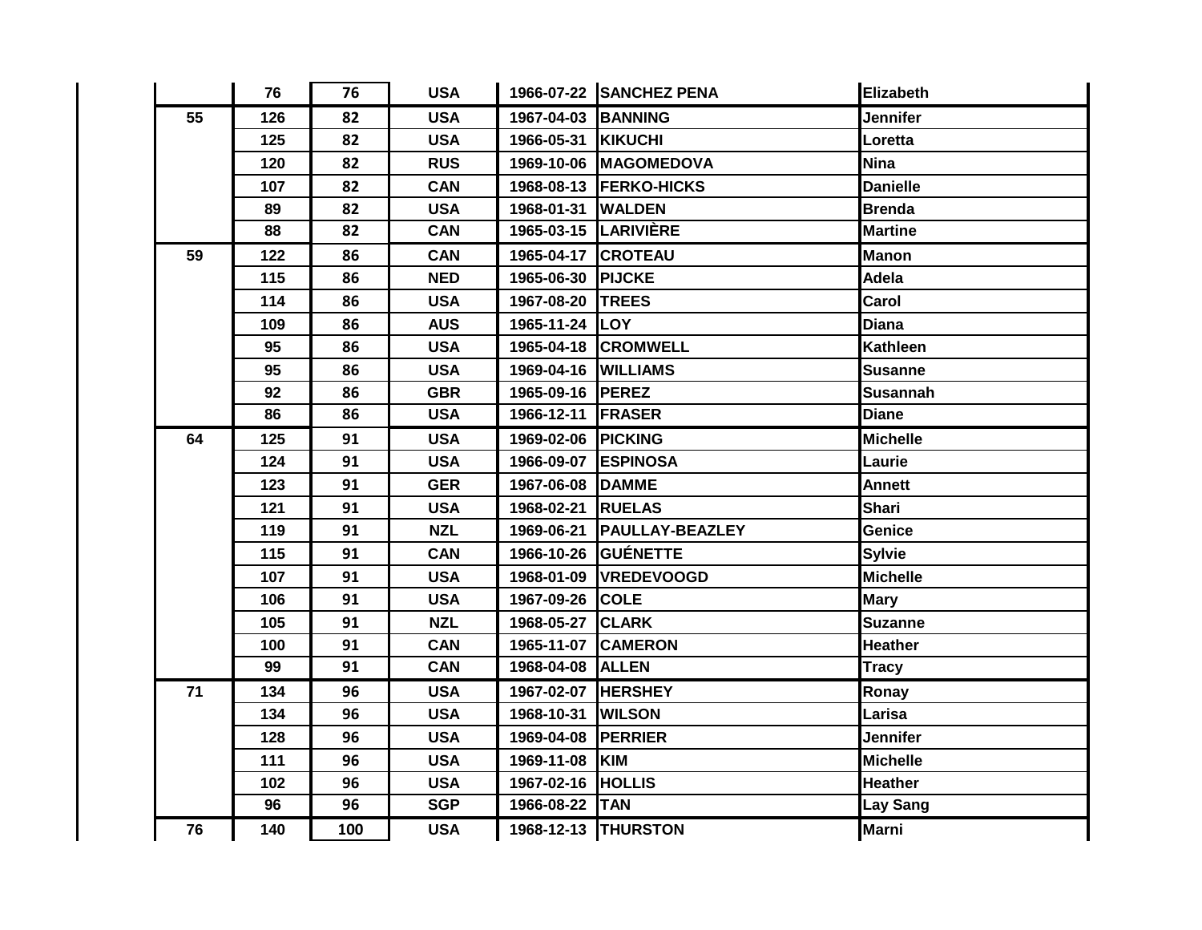| | | | | | | |
|---|---|---|---|---|---|---|
| | 76 | 76 | USA | 1966-07-22 | SANCHEZ PENA | Elizabeth |
| 55 | 126 | 82 | USA | 1967-04-03 | BANNING | Jennifer |
| | 125 | 82 | USA | 1966-05-31 | KIKUCHI | Loretta |
| | 120 | 82 | RUS | 1969-10-06 | MAGOMEDOVA | Nina |
| | 107 | 82 | CAN | 1968-08-13 | FERKO-HICKS | Danielle |
| | 89 | 82 | USA | 1968-01-31 | WALDEN | Brenda |
| | 88 | 82 | CAN | 1965-03-15 | LARIVIÈRE | Martine |
| 59 | 122 | 86 | CAN | 1965-04-17 | CROTEAU | Manon |
| | 115 | 86 | NED | 1965-06-30 | PIJCKE | Adela |
| | 114 | 86 | USA | 1967-08-20 | TREES | Carol |
| | 109 | 86 | AUS | 1965-11-24 | LOY | Diana |
| | 95 | 86 | USA | 1965-04-18 | CROMWELL | Kathleen |
| | 95 | 86 | USA | 1969-04-16 | WILLIAMS | Susanne |
| | 92 | 86 | GBR | 1965-09-16 | PEREZ | Susannah |
| | 86 | 86 | USA | 1966-12-11 | FRASER | Diane |
| 64 | 125 | 91 | USA | 1969-02-06 | PICKING | Michelle |
| | 124 | 91 | USA | 1966-09-07 | ESPINOSA | Laurie |
| | 123 | 91 | GER | 1967-06-08 | DAMME | Annett |
| | 121 | 91 | USA | 1968-02-21 | RUELAS | Shari |
| | 119 | 91 | NZL | 1969-06-21 | PAULLAY-BEAZLEY | Genice |
| | 115 | 91 | CAN | 1966-10-26 | GUÉNETTE | Sylvie |
| | 107 | 91 | USA | 1968-01-09 | VREDEVOOGD | Michelle |
| | 106 | 91 | USA | 1967-09-26 | COLE | Mary |
| | 105 | 91 | NZL | 1968-05-27 | CLARK | Suzanne |
| | 100 | 91 | CAN | 1965-11-07 | CAMERON | Heather |
| | 99 | 91 | CAN | 1968-04-08 | ALLEN | Tracy |
| 71 | 134 | 96 | USA | 1967-02-07 | HERSHEY | Ronay |
| | 134 | 96 | USA | 1968-10-31 | WILSON | Larisa |
| | 128 | 96 | USA | 1969-04-08 | PERRIER | Jennifer |
| | 111 | 96 | USA | 1969-11-08 | KIM | Michelle |
| | 102 | 96 | USA | 1967-02-16 | HOLLIS | Heather |
| | 96 | 96 | SGP | 1966-08-22 | TAN | Lay Sang |
| 76 | 140 | 100 | USA | 1968-12-13 | THURSTON | Marni |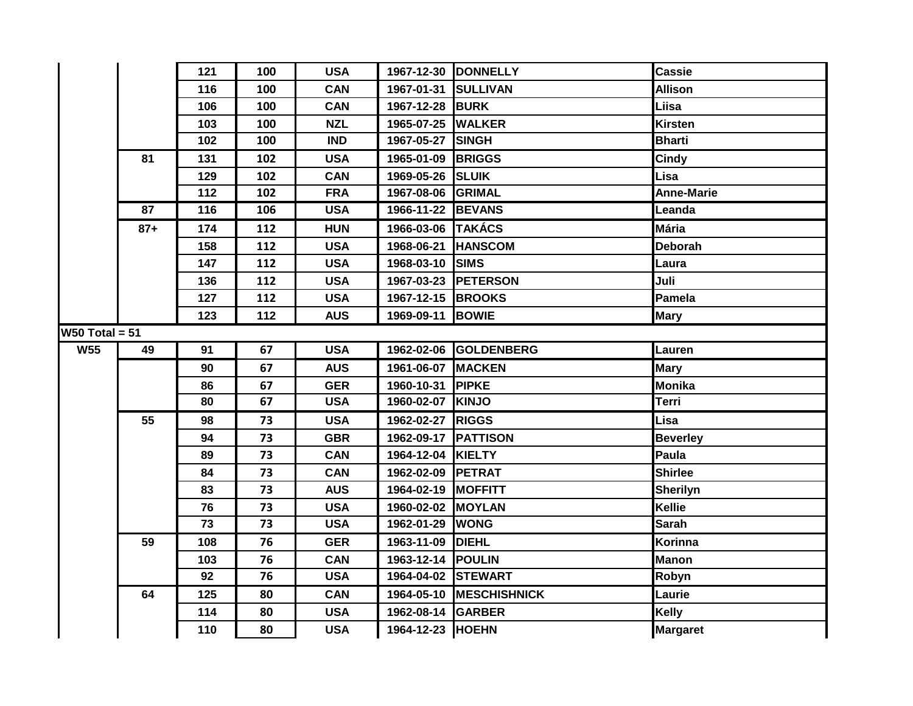| | | | | | | | |
|---|---|---|---|---|---|---|---|
| | | 121 | 100 | USA | 1967-12-30 | DONNELLY | Cassie |
| | | 116 | 100 | CAN | 1967-01-31 | SULLIVAN | Allison |
| | | 106 | 100 | CAN | 1967-12-28 | BURK | Liisa |
| | | 103 | 100 | NZL | 1965-07-25 | WALKER | Kirsten |
| | | 102 | 100 | IND | 1967-05-27 | SINGH | Bharti |
| | 81 | 131 | 102 | USA | 1965-01-09 | BRIGGS | Cindy |
| | | 129 | 102 | CAN | 1969-05-26 | SLUIK | Lisa |
| | | 112 | 102 | FRA | 1967-08-06 | GRIMAL | Anne-Marie |
| | 87 | 116 | 106 | USA | 1966-11-22 | BEVANS | Leanda |
| | 87+ | 174 | 112 | HUN | 1966-03-06 | TAKÁCS | Mária |
| | | 158 | 112 | USA | 1968-06-21 | HANSCOM | Deborah |
| | | 147 | 112 | USA | 1968-03-10 | SIMS | Laura |
| | | 136 | 112 | USA | 1967-03-23 | PETERSON | Juli |
| | | 127 | 112 | USA | 1967-12-15 | BROOKS | Pamela |
| | | 123 | 112 | AUS | 1969-09-11 | BOWIE | Mary |
| W50 Total = 51 | | | | | | | |
| W55 | 49 | 91 | 67 | USA | 1962-02-06 | GOLDENBERG | Lauren |
| | | 90 | 67 | AUS | 1961-06-07 | MACKEN | Mary |
| | | 86 | 67 | GER | 1960-10-31 | PIPKE | Monika |
| | | 80 | 67 | USA | 1960-02-07 | KINJO | Terri |
| | 55 | 98 | 73 | USA | 1962-02-27 | RIGGS | Lisa |
| | | 94 | 73 | GBR | 1962-09-17 | PATTISON | Beverley |
| | | 89 | 73 | CAN | 1964-12-04 | KIELTY | Paula |
| | | 84 | 73 | CAN | 1962-02-09 | PETRAT | Shirlee |
| | | 83 | 73 | AUS | 1964-02-19 | MOFFITT | Sherilyn |
| | | 76 | 73 | USA | 1960-02-02 | MOYLAN | Kellie |
| | | 73 | 73 | USA | 1962-01-29 | WONG | Sarah |
| | 59 | 108 | 76 | GER | 1963-11-09 | DIEHL | Korinna |
| | | 103 | 76 | CAN | 1963-12-14 | POULIN | Manon |
| | | 92 | 76 | USA | 1964-04-02 | STEWART | Robyn |
| | 64 | 125 | 80 | CAN | 1964-05-10 | MESCHISHNICK | Laurie |
| | | 114 | 80 | USA | 1962-08-14 | GARBER | Kelly |
| | | 110 | 80 | USA | 1964-12-23 | HOEHN | Margaret |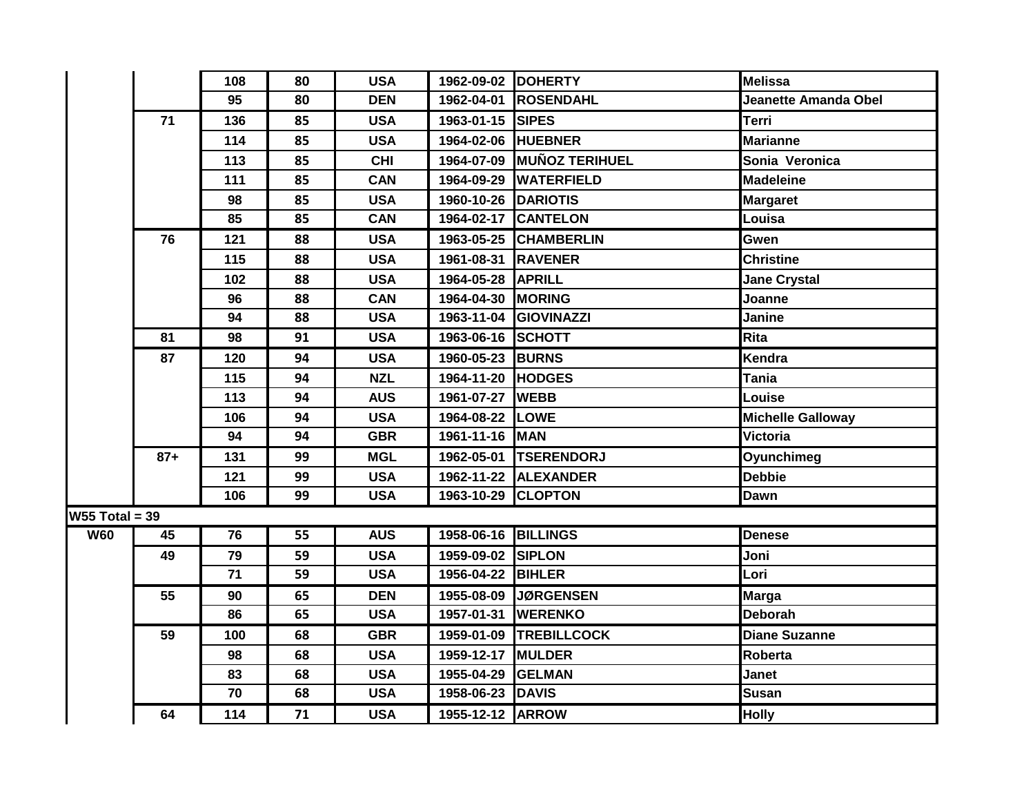| | | | | | | | |
|---|---|---|---|---|---|---|---|
| | | 108 | 80 | USA | 1962-09-02 | DOHERTY | Melissa |
| | | 95 | 80 | DEN | 1962-04-01 | ROSENDAHL | Jeanette Amanda Obel |
| | 71 | 136 | 85 | USA | 1963-01-15 | SIPES | Terri |
| | | 114 | 85 | USA | 1964-02-06 | HUEBNER | Marianne |
| | | 113 | 85 | CHI | 1964-07-09 | MUÑOZ TERIHUEL | Sonia Veronica |
| | | 111 | 85 | CAN | 1964-09-29 | WATERFIELD | Madeleine |
| | | 98 | 85 | USA | 1960-10-26 | DARIOTIS | Margaret |
| | | 85 | 85 | CAN | 1964-02-17 | CANTELON | Louisa |
| | 76 | 121 | 88 | USA | 1963-05-25 | CHAMBERLIN | Gwen |
| | | 115 | 88 | USA | 1961-08-31 | RAVENER | Christine |
| | | 102 | 88 | USA | 1964-05-28 | APRILL | Jane Crystal |
| | | 96 | 88 | CAN | 1964-04-30 | MORING | Joanne |
| | | 94 | 88 | USA | 1963-11-04 | GIOVINAZZI | Janine |
| | 81 | 98 | 91 | USA | 1963-06-16 | SCHOTT | Rita |
| | 87 | 120 | 94 | USA | 1960-05-23 | BURNS | Kendra |
| | | 115 | 94 | NZL | 1964-11-20 | HODGES | Tania |
| | | 113 | 94 | AUS | 1961-07-27 | WEBB | Louise |
| | | 106 | 94 | USA | 1964-08-22 | LOWE | Michelle Galloway |
| | | 94 | 94 | GBR | 1961-11-16 | MAN | Victoria |
| | 87+ | 131 | 99 | MGL | 1962-05-01 | TSERENDORJ | Oyunchimeg |
| | | 121 | 99 | USA | 1962-11-22 | ALEXANDER | Debbie |
| | | 106 | 99 | USA | 1963-10-29 | CLOPTON | Dawn |
| W55 Total = 39 | | | | | | | |
| W60 | 45 | 76 | 55 | AUS | 1958-06-16 | BILLINGS | Denese |
| | 49 | 79 | 59 | USA | 1959-09-02 | SIPLON | Joni |
| | | 71 | 59 | USA | 1956-04-22 | BIHLER | Lori |
| | 55 | 90 | 65 | DEN | 1955-08-09 | JØRGENSEN | Marga |
| | | 86 | 65 | USA | 1957-01-31 | WERENKO | Deborah |
| | 59 | 100 | 68 | GBR | 1959-01-09 | TREBILLCOCK | Diane Suzanne |
| | | 98 | 68 | USA | 1959-12-17 | MULDER | Roberta |
| | | 83 | 68 | USA | 1955-04-29 | GELMAN | Janet |
| | | 70 | 68 | USA | 1958-06-23 | DAVIS | Susan |
| | 64 | 114 | 71 | USA | 1955-12-12 | ARROW | Holly |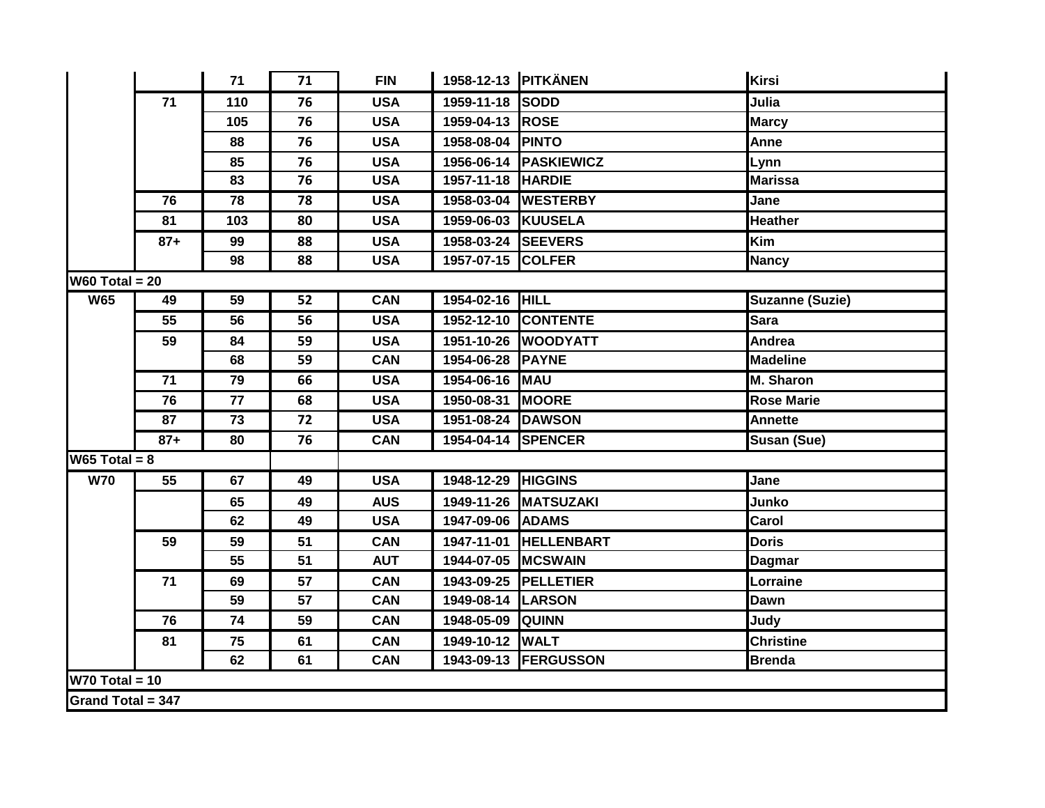| | | | | | | | |
|---|---|---|---|---|---|---|---|
| | | 71 | 71 | FIN | 1958-12-13 | PITKÄNEN | Kirsi |
| | 71 | 110 | 76 | USA | 1959-11-18 | SODD | Julia |
| | | 105 | 76 | USA | 1959-04-13 | ROSE | Marcy |
| | | 88 | 76 | USA | 1958-08-04 | PINTO | Anne |
| | | 85 | 76 | USA | 1956-06-14 | PASKIEWICZ | Lynn |
| | | 83 | 76 | USA | 1957-11-18 | HARDIE | Marissa |
| | 76 | 78 | 78 | USA | 1958-03-04 | WESTERBY | Jane |
| | 81 | 103 | 80 | USA | 1959-06-03 | KUUSELA | Heather |
| | 87+ | 99 | 88 | USA | 1958-03-24 | SEEVERS | Kim |
| | | 98 | 88 | USA | 1957-07-15 | COLFER | Nancy |
| W60 Total = 20 | | | | | | | |
| W65 | 49 | 59 | 52 | CAN | 1954-02-16 | HILL | Suzanne (Suzie) |
| | 55 | 56 | 56 | USA | 1952-12-10 | CONTENTE | Sara |
| | 59 | 84 | 59 | USA | 1951-10-26 | WOODYATT | Andrea |
| | | 68 | 59 | CAN | 1954-06-28 | PAYNE | Madeline |
| | 71 | 79 | 66 | USA | 1954-06-16 | MAU | M. Sharon |
| | 76 | 77 | 68 | USA | 1950-08-31 | MOORE | Rose Marie |
| | 87 | 73 | 72 | USA | 1951-08-24 | DAWSON | Annette |
| | 87+ | 80 | 76 | CAN | 1954-04-14 | SPENCER | Susan (Sue) |
| W65 Total = 8 | | | | | | | |
| W70 | 55 | 67 | 49 | USA | 1948-12-29 | HIGGINS | Jane |
| | | 65 | 49 | AUS | 1949-11-26 | MATSUZAKI | Junko |
| | | 62 | 49 | USA | 1947-09-06 | ADAMS | Carol |
| | 59 | 59 | 51 | CAN | 1947-11-01 | HELLENBART | Doris |
| | | 55 | 51 | AUT | 1944-07-05 | MCSWAIN | Dagmar |
| | 71 | 69 | 57 | CAN | 1943-09-25 | PELLETIER | Lorraine |
| | | 59 | 57 | CAN | 1949-08-14 | LARSON | Dawn |
| | 76 | 74 | 59 | CAN | 1948-05-09 | QUINN | Judy |
| | 81 | 75 | 61 | CAN | 1949-10-12 | WALT | Christine |
| | | 62 | 61 | CAN | 1943-09-13 | FERGUSSON | Brenda |
| W70 Total = 10 | | | | | | | |
| Grand Total = 347 | | | | | | | |